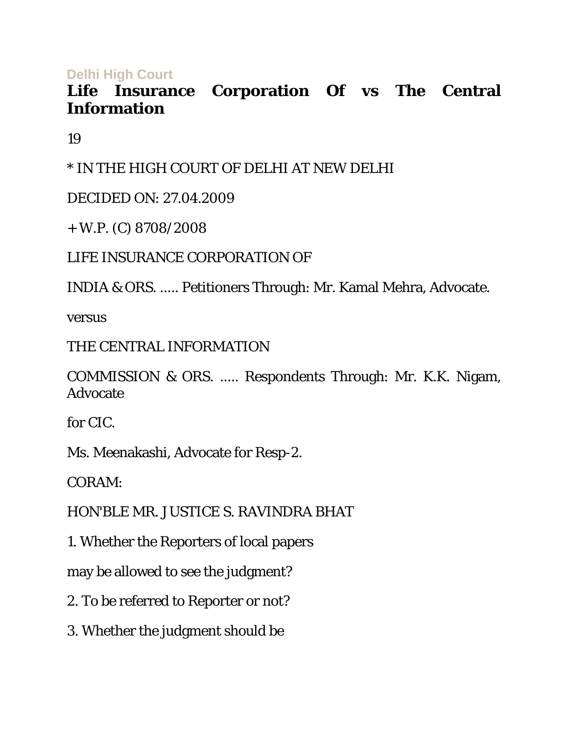Delhi High Court

# Life Insurance Corporation Of vs The Central Information

19

* IN THE HIGH COURT OF DELHI AT NEW DELHI

DECIDED ON: 27.04.2009

+ W.P. (C) 8708/2008

LIFE INSURANCE CORPORATION OF

INDIA & ORS. ..... Petitioners Through: Mr. Kamal Mehra, Advocate.

versus

THE CENTRAL INFORMATION

COMMISSION & ORS. ..... Respondents Through: Mr. K.K. Nigam, Advocate

for CIC.

Ms. Meenakashi, Advocate for Resp-2.

CORAM:

HON'BLE MR. JUSTICE S. RAVINDRA BHAT

1. Whether the Reporters of local papers

may be allowed to see the judgment?

2. To be referred to Reporter or not?

3. Whether the judgment should be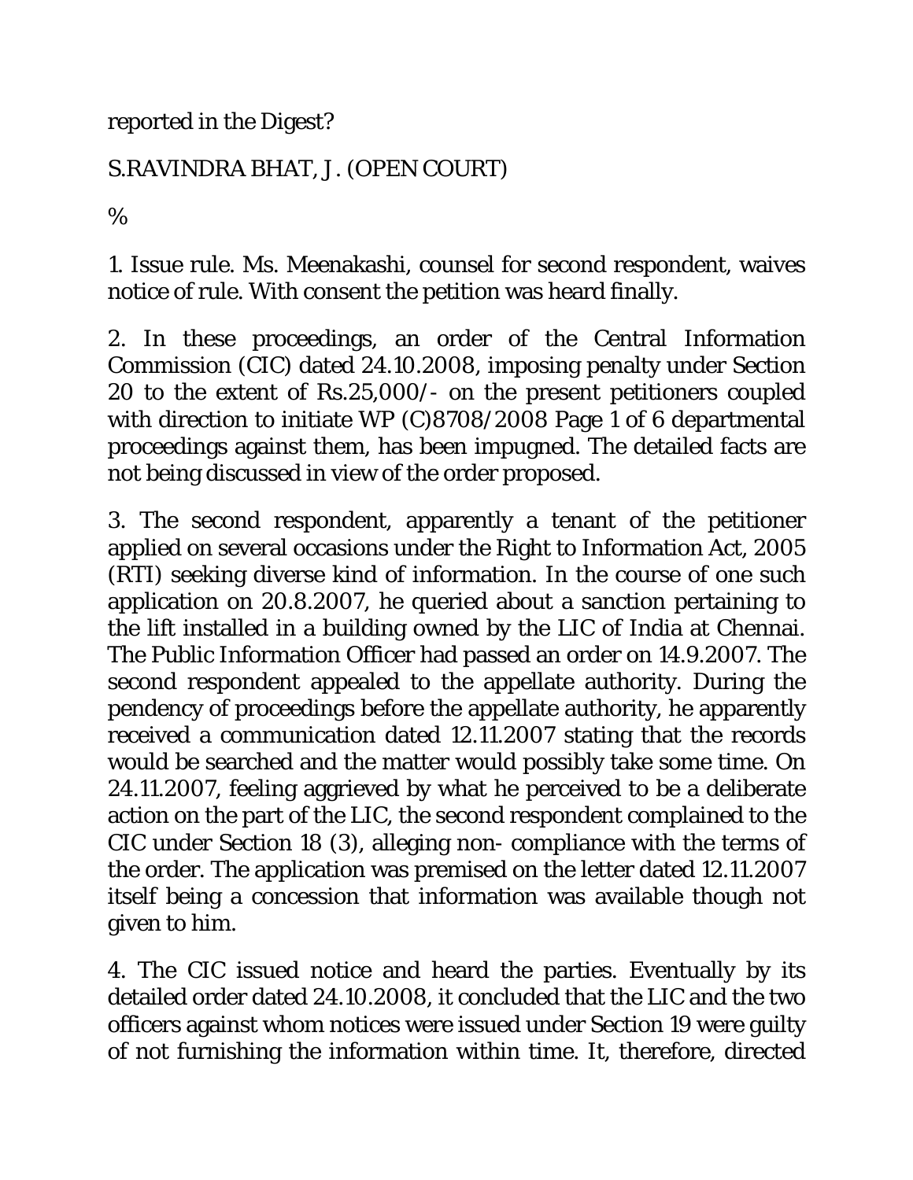reported in the Digest?

S.RAVINDRA BHAT, J. (OPEN COURT)

%

1. Issue rule. Ms. Meenakashi, counsel for second respondent, waives notice of rule. With consent the petition was heard finally.

2. In these proceedings, an order of the Central Information Commission (CIC) dated 24.10.2008, imposing penalty under Section 20 to the extent of Rs.25,000/- on the present petitioners coupled with direction to initiate departmental proceedings against them, has been impugned. The detailed facts are not being discussed in view of the order proposed.

3. The second respondent, apparently a tenant of the petitioner applied on several occasions under the Right to Information Act, 2005 (RTI) seeking diverse kind of information. In the course of one such application on 20.8.2007, he queried about a sanction pertaining to the lift installed in a building owned by the LIC of India at Chennai. The Public Information Officer had passed an order on 14.9.2007. The second respondent appealed to the appellate authority. During the pendency of proceedings before the appellate authority, he apparently received a communication dated 12.11.2007 stating that the records would be searched and the matter would possibly take some time. On 24.11.2007, feeling aggrieved by what he perceived to be a deliberate action on the part of the LIC, the second respondent complained to the CIC under Section 18 (3), alleging non- compliance with the terms of the order. The application was premised on the letter dated 12.11.2007 itself being a concession that information was available though not given to him.

4. The CIC issued notice and heard the parties. Eventually by its detailed order dated 24.10.2008, it concluded that the LIC and the two officers against whom notices were issued under Section 19 were guilty of not furnishing the information within time. It, therefore, directed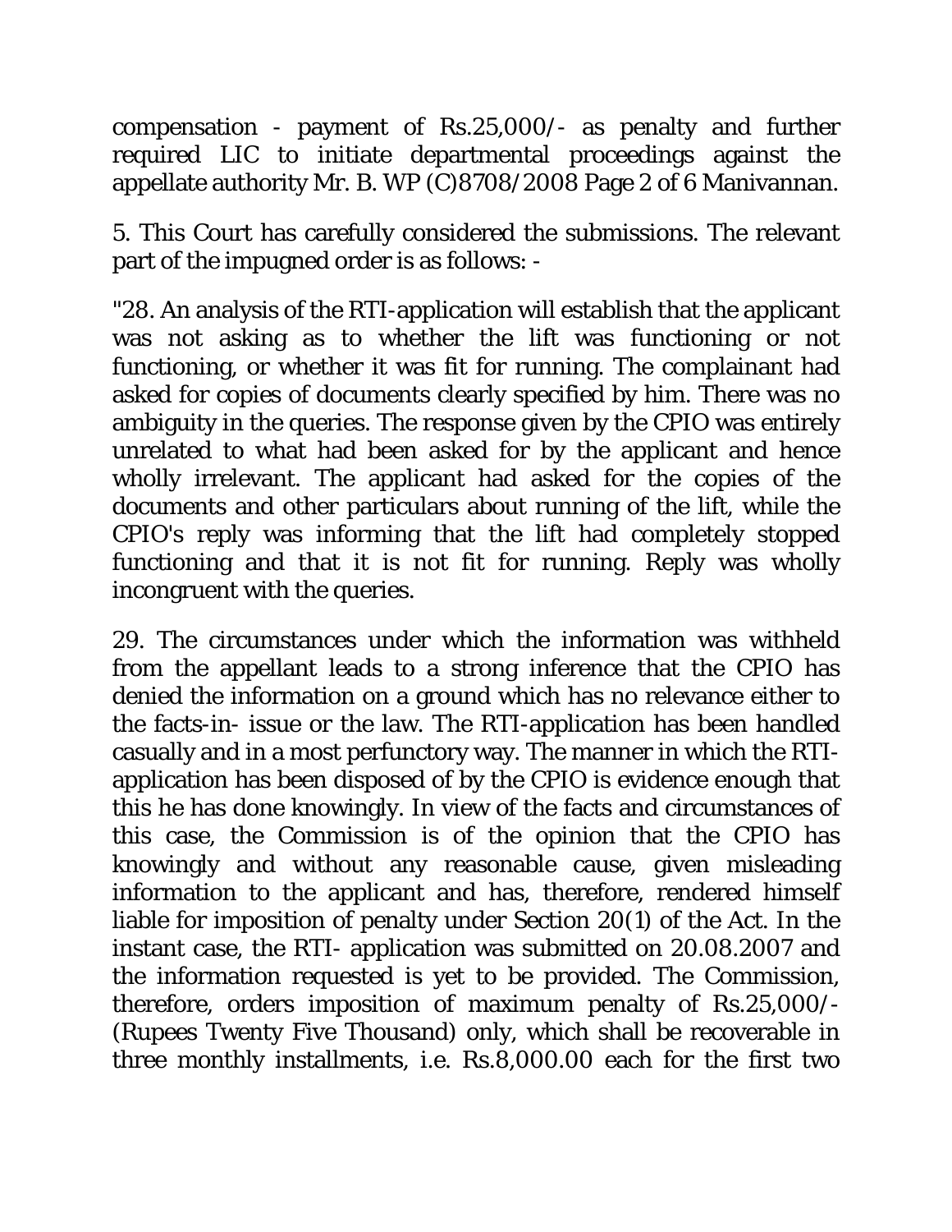compensation - payment of Rs.25,000/- as penalty and further required LIC to initiate departmental proceedings against the appellate authority Mr. B. Manivannan.

5. This Court has carefully considered the submissions. The relevant part of the impugned order is as follows: -

"28. An analysis of the RTI-application will establish that the applicant was not asking as to whether the lift was functioning or not functioning, or whether it was fit for running. The complainant had asked for copies of documents clearly specified by him. There was no ambiguity in the queries. The response given by the CPIO was entirely unrelated to what had been asked for by the applicant and hence wholly irrelevant. The applicant had asked for the copies of the documents and other particulars about running of the lift, while the CPIO's reply was informing that the lift had completely stopped functioning and that it is not fit for running. Reply was wholly incongruent with the queries.

29. The circumstances under which the information was withheld from the appellant leads to a strong inference that the CPIO has denied the information on a ground which has no relevance either to the facts-in- issue or the law. The RTI-application has been handled casually and in a most perfunctory way. The manner in which the RTI-application has been disposed of by the CPIO is evidence enough that this he has done knowingly. In view of the facts and circumstances of this case, the Commission is of the opinion that the CPIO has knowingly and without any reasonable cause, given misleading information to the applicant and has, therefore, rendered himself liable for imposition of penalty under Section 20(1) of the Act. In the instant case, the RTI- application was submitted on 20.08.2007 and the information requested is yet to be provided. The Commission, therefore, orders imposition of maximum penalty of Rs.25,000/- (Rupees Twenty Five Thousand) only, which shall be recoverable in three monthly installments, i.e. Rs.8,000.00 each for the first two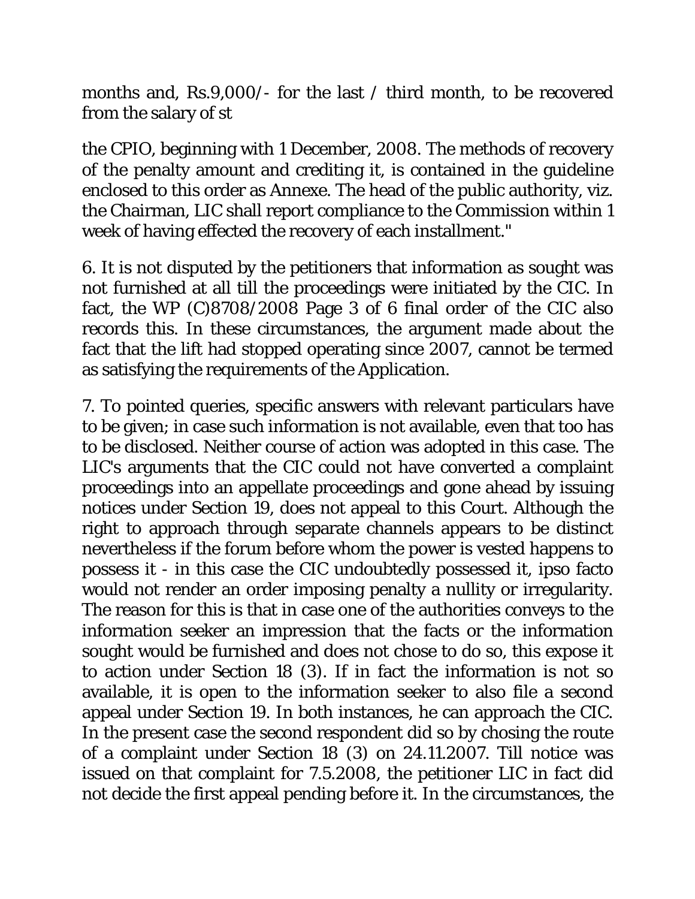months and, Rs.9,000/- for the last / third month, to be recovered from the salary of st

the CPIO, beginning with 1 December, 2008. The methods of recovery of the penalty amount and crediting it, is contained in the guideline enclosed to this order as Annexe. The head of the public authority, viz. the Chairman, LIC shall report compliance to the Commission within 1 week of having effected the recovery of each installment."

6. It is not disputed by the petitioners that information as sought was not furnished at all till the proceedings were initiated by the CIC. In fact, the WP (C)8708/2008 Page 3 of 6 final order of the CIC also records this. In these circumstances, the argument made about the fact that the lift had stopped operating since 2007, cannot be termed as satisfying the requirements of the Application.

7. To pointed queries, specific answers with relevant particulars have to be given; in case such information is not available, even that too has to be disclosed. Neither course of action was adopted in this case. The LIC's arguments that the CIC could not have converted a complaint proceedings into an appellate proceedings and gone ahead by issuing notices under Section 19, does not appeal to this Court. Although the right to approach through separate channels appears to be distinct nevertheless if the forum before whom the power is vested happens to possess it - in this case the CIC undoubtedly possessed it, ipso facto would not render an order imposing penalty a nullity or irregularity. The reason for this is that in case one of the authorities conveys to the information seeker an impression that the facts or the information sought would be furnished and does not chose to do so, this expose it to action under Section 18 (3). If in fact the information is not so available, it is open to the information seeker to also file a second appeal under Section 19. In both instances, he can approach the CIC. In the present case the second respondent did so by chosing the route of a complaint under Section 18 (3) on 24.11.2007. Till notice was issued on that complaint for 7.5.2008, the petitioner LIC in fact did not decide the first appeal pending before it. In the circumstances, the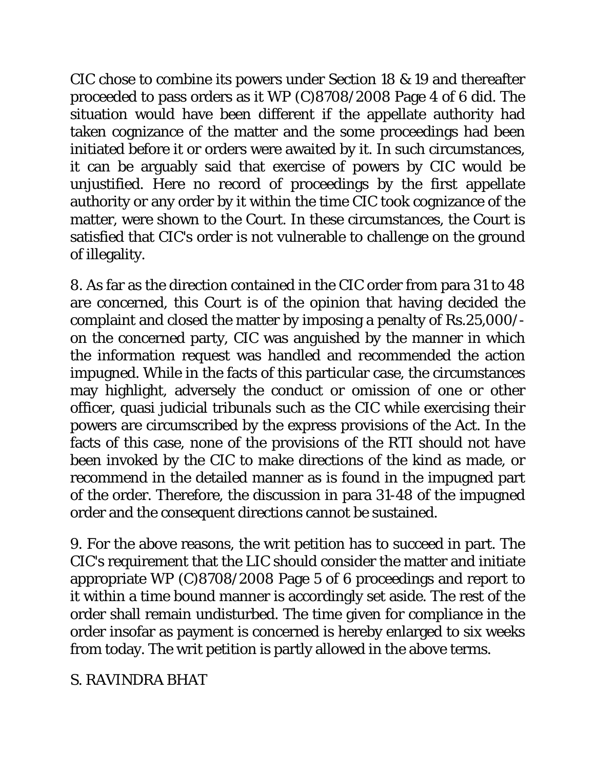CIC chose to combine its powers under Section 18 & 19 and thereafter proceeded to pass orders as it did. The situation would have been different if the appellate authority had taken cognizance of the matter and the some proceedings had been initiated before it or orders were awaited by it. In such circumstances, it can be arguably said that exercise of powers by CIC would be unjustified. Here no record of proceedings by the first appellate authority or any order by it within the time CIC took cognizance of the matter, were shown to the Court. In these circumstances, the Court is satisfied that CIC's order is not vulnerable to challenge on the ground of illegality.

8. As far as the direction contained in the CIC order from para 31 to 48 are concerned, this Court is of the opinion that having decided the complaint and closed the matter by imposing a penalty of Rs.25,000/- on the concerned party, CIC was anguished by the manner in which the information request was handled and recommended the action impugned. While in the facts of this particular case, the circumstances may highlight, adversely the conduct or omission of one or other officer, quasi judicial tribunals such as the CIC while exercising their powers are circumscribed by the express provisions of the Act. In the facts of this case, none of the provisions of the RTI should not have been invoked by the CIC to make directions of the kind as made, or recommend in the detailed manner as is found in the impugned part of the order. Therefore, the discussion in para 31-48 of the impugned order and the consequent directions cannot be sustained.

9. For the above reasons, the writ petition has to succeed in part. The CIC's requirement that the LIC should consider the matter and initiate appropriate proceedings and report to it within a time bound manner is accordingly set aside. The rest of the order shall remain undisturbed. The time given for compliance in the order insofar as payment is concerned is hereby enlarged to six weeks from today. The writ petition is partly allowed in the above terms.

S. RAVINDRA BHAT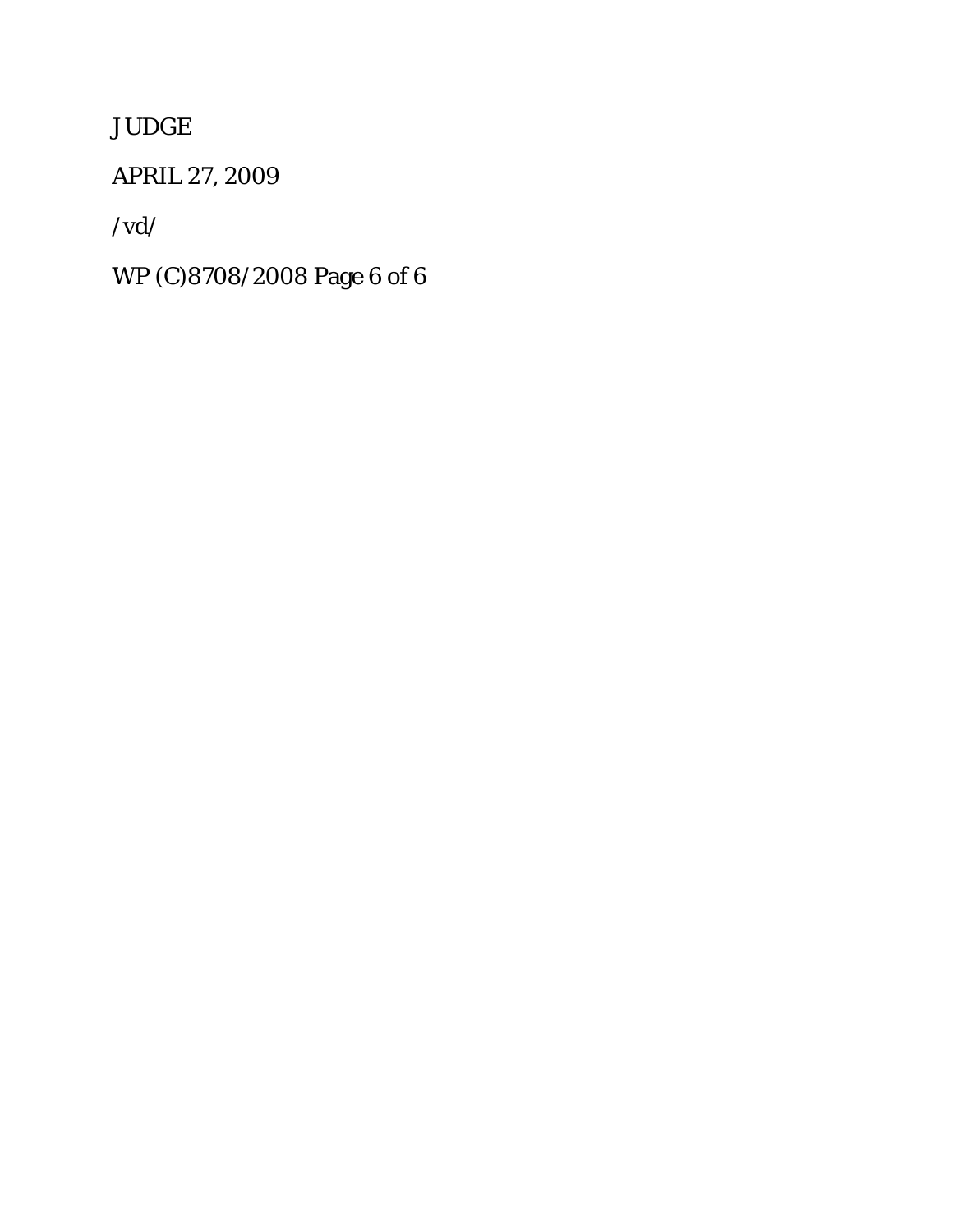JUDGE

APRIL 27, 2009

/vd/